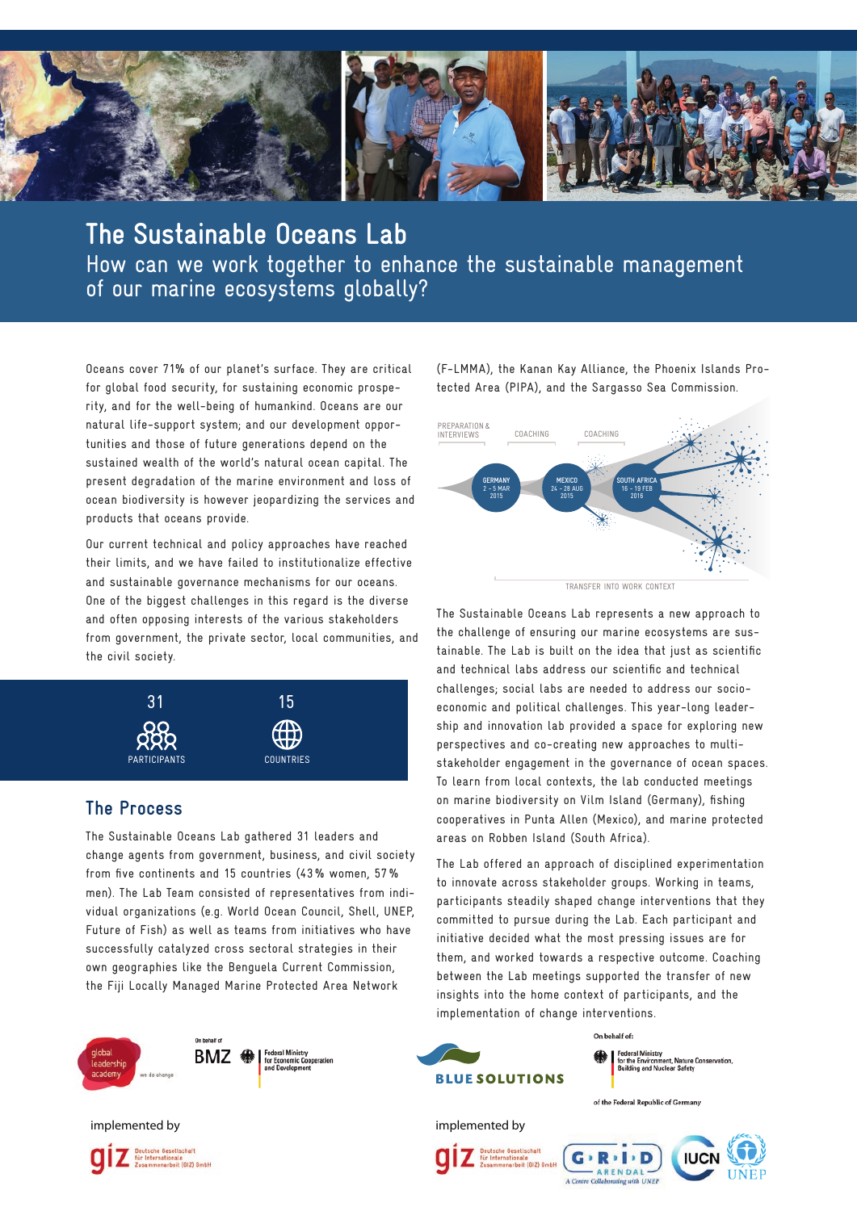# The Sustainable Oceans Lab

## How can we work together to enhance the sustainable management of our marine ecosystems globally?

Oceans cover 71% of our planet's surface. They are critical for global food security, for sustaining economic prosperity, and for the well-being of humankind. Oceans are our natural life-support system; and our development opportunities and those of future generations depend on the sustained wealth of the world's natural ocean capital. The present degradation of the marine environment and loss of ocean biodiversity is however jeopardizing the services and products that oceans provide.

Our current technical and policy approaches have reached their limits, and we have failed to institutionalize effective and sustainable governance mechanisms for our oceans. One of the biggest challenges in this regard is the diverse and often opposing interests of the various stakeholders from government, the private sector, local communities, and the civil society.

31 PARTICIPANTS

15 COUNTRIES

## The Process

The Sustainable Oceans Lab gathered 31 leaders and change agents from government, business, and civil society from five continents and 15 countries (43% women, 57% men). The Lab Team consisted of representatives from individual organizations (e.g. World Ocean Council, Shell, UNEP, Future of Fish) as well as teams from initiatives who have successfully catalyzed cross sectoral strategies in their own geographies like the Benguela Current Commission, the Fiji Locally Managed Marine Protected Area Network (F-LMMA), the Kanan Kay Alliance, the Phoenix Islands Protected Area (PIPA), and the Sargasso Sea Commission.

PREPARATION & INTERVIEWS — GERMANY 2 – 5 MAR 2015 — COACHING — MEXICO 24 – 28 AUG 2015 — COACHING — SOUTH AFRICA 16 – 19 FEB 2016

TRANSFER INTO WORK CONTEXT

The Sustainable Oceans Lab represents a new approach to the challenge of ensuring our marine ecosystems are sustainable. The Lab is built on the idea that just as scientific and technical labs address our scientific and technical challenges; social labs are needed to address our socio-economic and political challenges. This year-long leadership and innovation lab provided a space for exploring new perspectives and co-creating new approaches to multi-stakeholder engagement in the governance of ocean spaces. To learn from local contexts, the lab conducted meetings on marine biodiversity on Vilm Island (Germany), fishing cooperatives in Punta Allen (Mexico), and marine protected areas on Robben Island (South Africa).

The Lab offered an approach of disciplined experimentation to innovate across stakeholder groups. Working in teams, participants steadily shaped change interventions that they committed to pursue during the Lab. Each participant and initiative decided what the most pressing issues are for them, and worked towards a respective outcome. Coaching between the Lab meetings supported the transfer of new insights into the home context of participants, and the implementation of change interventions.

global leadership academy — we do change

On behalf of BMZ Federal Ministry for Economic Cooperation and Development

implemented by giz Deutsche Gesellschaft für Internationale Zusammenarbeit (GIZ) GmbH

BLUE SOLUTIONS

On behalf of: Federal Ministry for the Environment, Nature Conservation, Building and Nuclear Safety of the Federal Republic of Germany

implemented by giz Deutsche Gesellschaft für Internationale Zusammenarbeit (GIZ) GmbH — GRID Arendal A Centre Collaborating with UNEP — IUCN — UNEP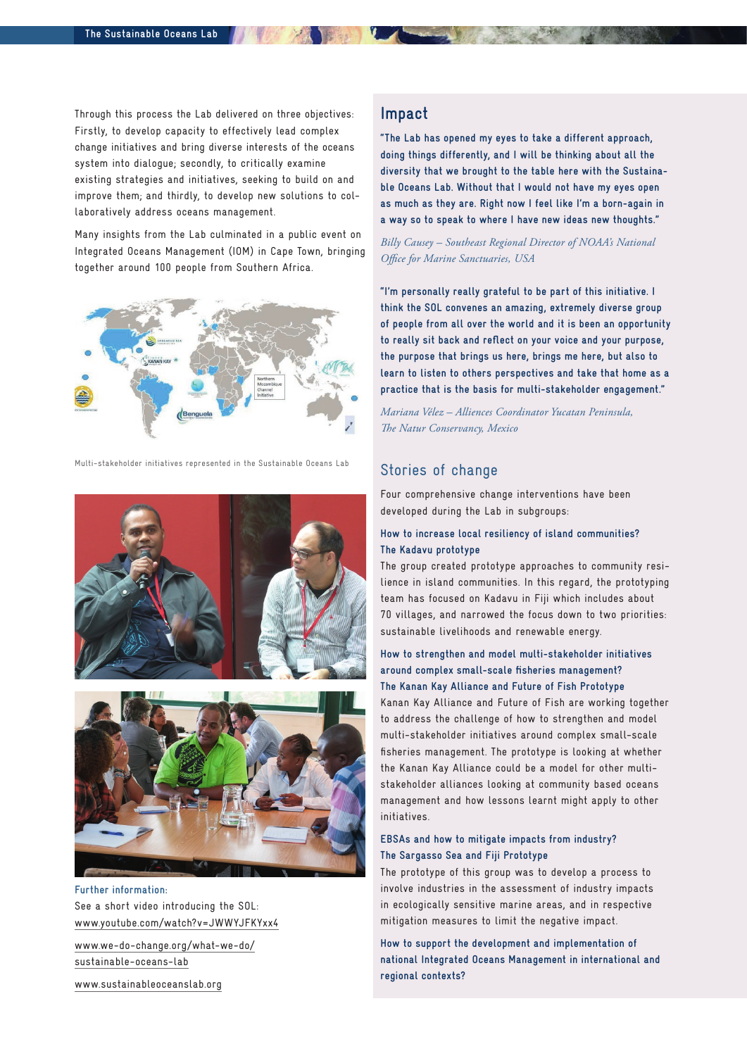Through this process the Lab delivered on three objectives: Firstly, to develop capacity to effectively lead complex change initiatives and bring diverse interests of the oceans system into dialogue; secondly, to critically examine existing strategies and initiatives, seeking to build on and improve them; and thirdly, to develop new solutions to collaboratively address oceans management.

Many insights from the Lab culminated in a public event on Integrated Oceans Management (IOM) in Cape Town, bringing together around 100 people from Southern Africa.

Multi-stakeholder initiatives represented in the Sustainable Oceans Lab

**Further information:**
See a short video introducing the SOL:
www.youtube.com/watch?v=JWWYJFKYxx4

www.we-do-change.org/what-we-do/sustainable-oceans-lab

www.sustainableoceanslab.org

## Impact

"The Lab has opened my eyes to take a different approach, doing things differently, and I will be thinking about all the diversity that we brought to the table here with the Sustainable Oceans Lab. Without that I would not have my eyes open as much as they are. Right now I feel like I'm a born-again in a way so to speak to where I have new ideas new thoughts."

*Billy Causey – Southeast Regional Director of NOAA's National Office for Marine Sanctuaries, USA*

"I'm personally really grateful to be part of this initiative. I think the SOL convenes an amazing, extremely diverse group of people from all over the world and it is been an opportunity to really sit back and reflect on your voice and your purpose, the purpose that brings us here, brings me here, but also to learn to listen to others perspectives and take that home as a practice that is the basis for multi-stakeholder engagement."

*Mariana Vélez – Alliences Coordinator Yucatan Peninsula, The Natur Conservancy, Mexico*

## Stories of change

Four comprehensive change interventions have been developed during the Lab in subgroups:

**How to increase local resiliency of island communities? The Kadavu prototype**

The group created prototype approaches to community resilience in island communities. In this regard, the prototyping team has focused on Kadavu in Fiji which includes about 70 villages, and narrowed the focus down to two priorities: sustainable livelihoods and renewable energy.

**How to strengthen and model multi-stakeholder initiatives around complex small-scale fisheries management? The Kanan Kay Alliance and Future of Fish Prototype**

Kanan Kay Alliance and Future of Fish are working together to address the challenge of how to strengthen and model multi-stakeholder initiatives around complex small-scale fisheries management. The prototype is looking at whether the Kanan Kay Alliance could be a model for other multi-stakeholder alliances looking at community based oceans management and how lessons learnt might apply to other initiatives.

**EBSAs and how to mitigate impacts from industry? The Sargasso Sea and Fiji Prototype**

The prototype of this group was to develop a process to involve industries in the assessment of industry impacts in ecologically sensitive marine areas, and in respective mitigation measures to limit the negative impact.

**How to support the development and implementation of national Integrated Oceans Management in international and regional contexts?**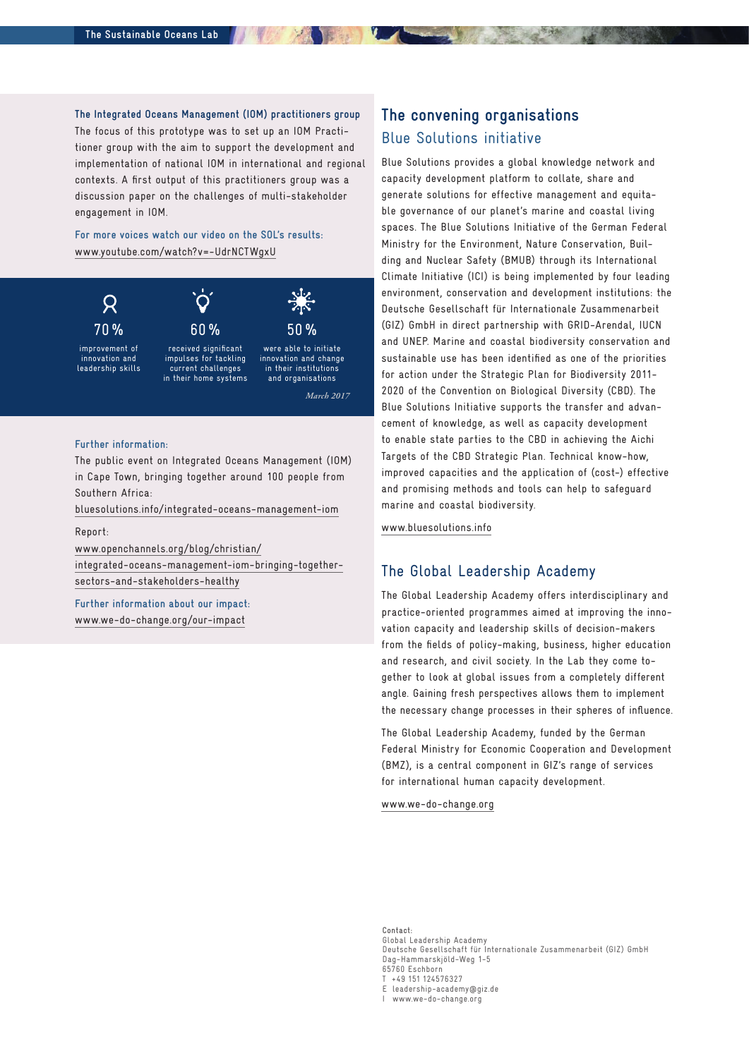**The Integrated Oceans Management (IOM) practitioners group**

The focus of this prototype was to set up an IOM Practitioner group with the aim to support the development and implementation of national IOM in international and regional contexts. A first output of this practitioners group was a discussion paper on the challenges of multi-stakeholder engagement in IOM.

For more voices watch our video on the SOL's results:
www.youtube.com/watch?v=-UdrNCTWgxU

70 %
improvement of innovation and leadership skills

60 %
received significant impulses for tackling current challenges in their home systems

50 %
were able to initiate innovation and change in their institutions and organisations

*March 2017*

**Further information:**

The public event on Integrated Oceans Management (IOM) in Cape Town, bringing together around 100 people from Southern Africa:
bluesolutions.info/integrated-oceans-management-iom

Report:
www.openchannels.org/blog/christian/integrated-oceans-management-iom-bringing-together-sectors-and-stakeholders-healthy

**Further information about our impact:**
www.we-do-change.org/our-impact

## The convening organisations

### Blue Solutions initiative

Blue Solutions provides a global knowledge network and capacity development platform to collate, share and generate solutions for effective management and equitable governance of our planet's marine and coastal living spaces. The Blue Solutions Initiative of the German Federal Ministry for the Environment, Nature Conservation, Building and Nuclear Safety (BMUB) through its International Climate Initiative (ICI) is being implemented by four leading environment, conservation and development institutions: the Deutsche Gesellschaft für Internationale Zusammenarbeit (GIZ) GmbH in direct partnership with GRID-Arendal, IUCN and UNEP. Marine and coastal biodiversity conservation and sustainable use has been identified as one of the priorities for action under the Strategic Plan for Biodiversity 2011-2020 of the Convention on Biological Diversity (CBD). The Blue Solutions Initiative supports the transfer and advancement of knowledge, as well as capacity development to enable state parties to the CBD in achieving the Aichi Targets of the CBD Strategic Plan. Technical know-how, improved capacities and the application of (cost-) effective and promising methods and tools can help to safeguard marine and coastal biodiversity.

www.bluesolutions.info

## The Global Leadership Academy

The Global Leadership Academy offers interdisciplinary and practice-oriented programmes aimed at improving the innovation capacity and leadership skills of decision-makers from the fields of policy-making, business, higher education and research, and civil society. In the Lab they come together to look at global issues from a completely different angle. Gaining fresh perspectives allows them to implement the necessary change processes in their spheres of influence.

The Global Leadership Academy, funded by the German Federal Ministry for Economic Cooperation and Development (BMZ), is a central component in GIZ's range of services for international human capacity development.

www.we-do-change.org

Contact:
Global Leadership Academy
Deutsche Gesellschaft für Internationale Zusammenarbeit (GIZ) GmbH
Dag-Hammarskjöld-Weg 1-5
65760 Eschborn
T +49 151 124576327
E leadership-academy@giz.de
I www.we-do-change.org